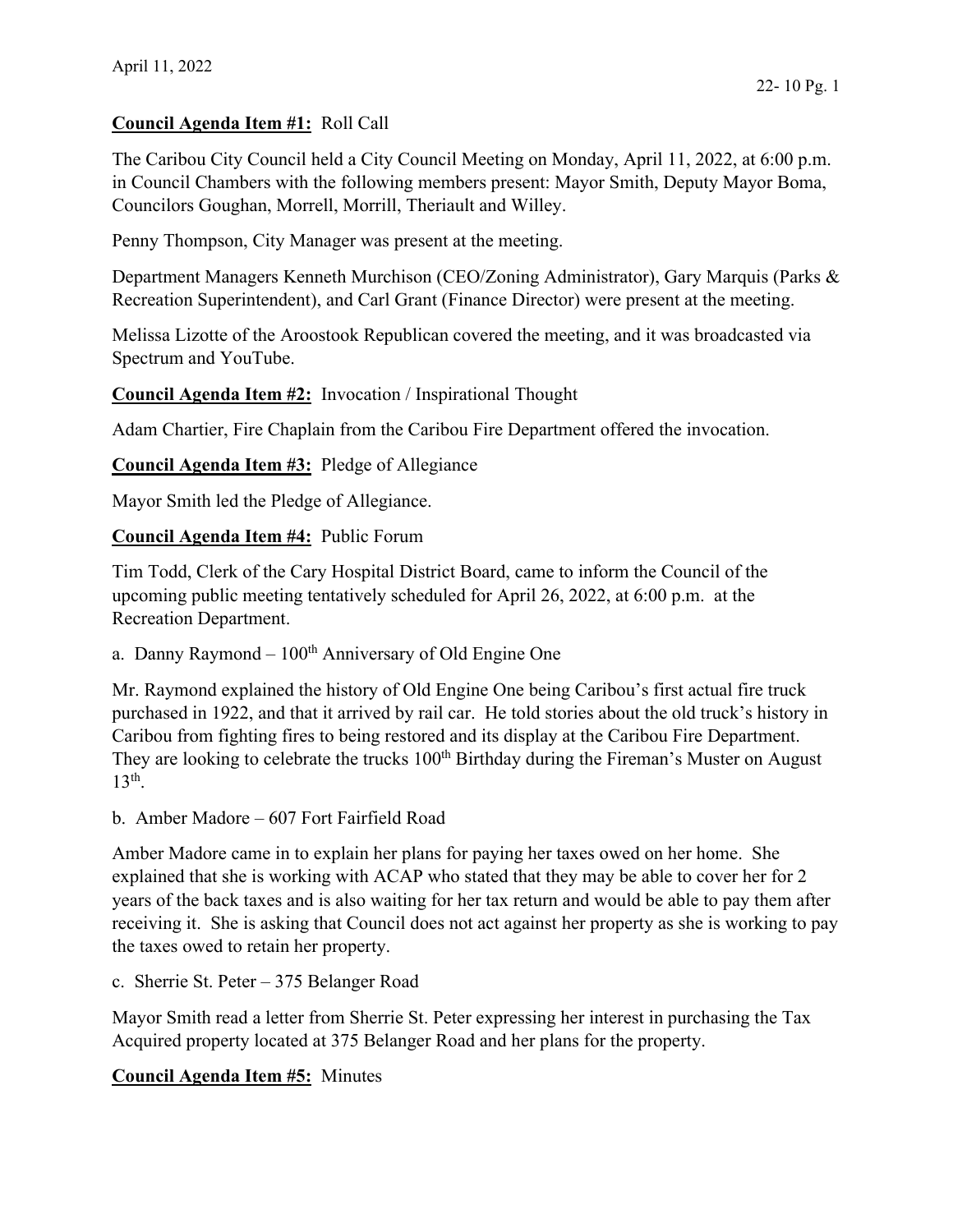April 11, 2022

**Council Agenda Item #1:** Roll Call

The Caribou City Council held a City Council Meeting on Monday, April 11, 2022, at 6:00 p.m. in Council Chambers with the following members present: Mayor Smith, Deputy Mayor Boma, Councilors Goughan, Morrell, Morrill, Theriault and Willey.

Penny Thompson, City Manager was present at the meeting.

Department Managers Kenneth Murchison (CEO/Zoning Administrator), Gary Marquis (Parks & Recreation Superintendent), and Carl Grant (Finance Director) were present at the meeting.

Melissa Lizotte of the Aroostook Republican covered the meeting, and it was broadcasted via Spectrum and YouTube.

**Council Agenda Item #2:** Invocation / Inspirational Thought

Adam Chartier, Fire Chaplain from the Caribou Fire Department offered the invocation.

**Council Agenda Item #3:** Pledge of Allegiance

Mayor Smith led the Pledge of Allegiance.

**Council Agenda Item #4:** Public Forum

Tim Todd, Clerk of the Cary Hospital District Board, came to inform the Council of the upcoming public meeting tentatively scheduled for April 26, 2022, at 6:00 p.m. at the Recreation Department.

a. Danny Raymond – 100th Anniversary of Old Engine One

Mr. Raymond explained the history of Old Engine One being Caribou's first actual fire truck purchased in 1922, and that it arrived by rail car. He told stories about the old truck's history in Caribou from fighting fires to being restored and its display at the Caribou Fire Department. They are looking to celebrate the trucks 100th Birthday during the Fireman's Muster on August 13th.

b. Amber Madore – 607 Fort Fairfield Road

Amber Madore came in to explain her plans for paying her taxes owed on her home. She explained that she is working with ACAP who stated that they may be able to cover her for 2 years of the back taxes and is also waiting for her tax return and would be able to pay them after receiving it. She is asking that Council does not act against her property as she is working to pay the taxes owed to retain her property.

c. Sherrie St. Peter – 375 Belanger Road

Mayor Smith read a letter from Sherrie St. Peter expressing her interest in purchasing the Tax Acquired property located at 375 Belanger Road and her plans for the property.

**Council Agenda Item #5:** Minutes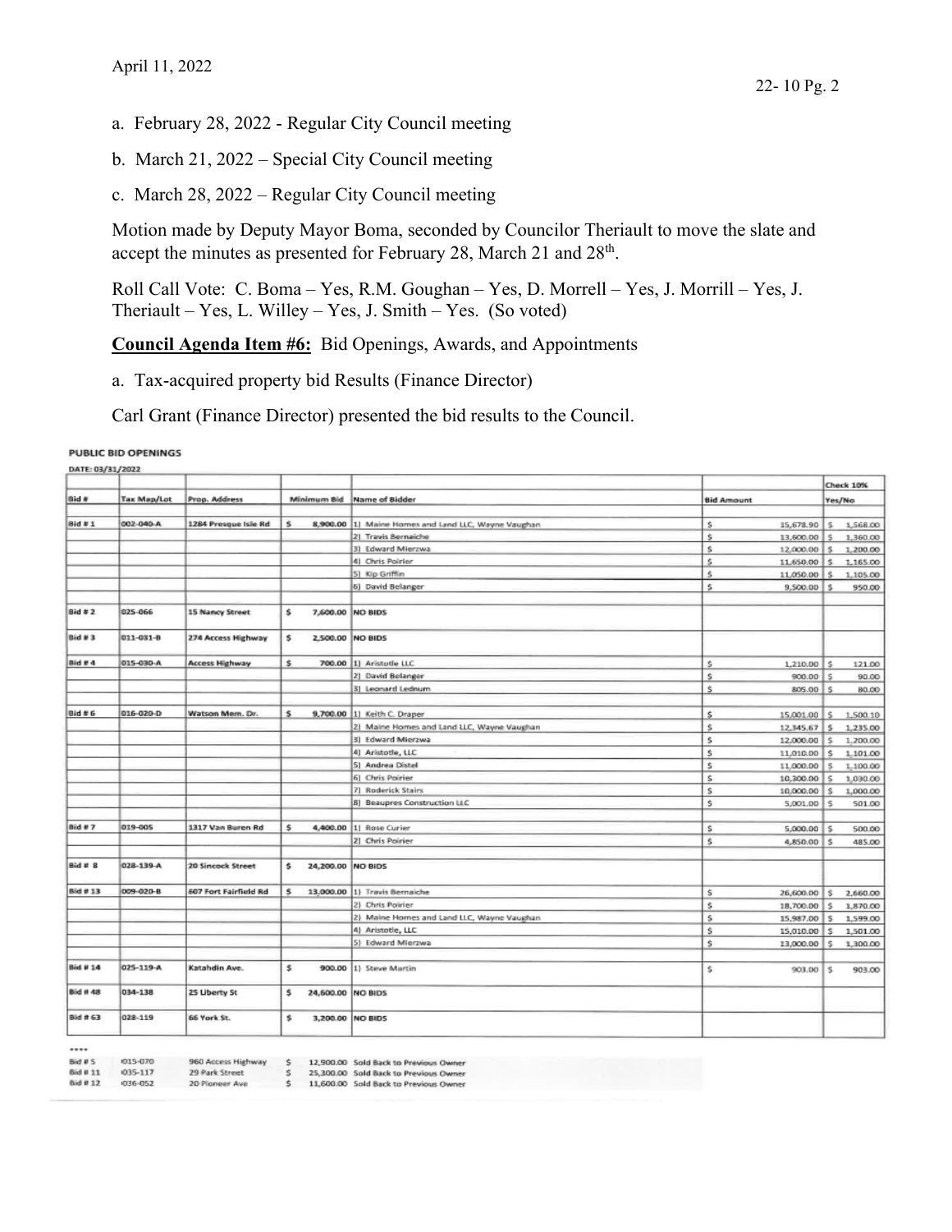a. February 28, 2022 - Regular City Council meeting

b. March 21, 2022 – Special City Council meeting

c. March 28, 2022 – Regular City Council meeting

Motion made by Deputy Mayor Boma, seconded by Councilor Theriault to move the slate and accept the minutes as presented for February 28, March 21 and 28th.

Roll Call Vote: C. Boma – Yes, R.M. Goughan – Yes, D. Morrell – Yes, J. Morrill – Yes, J. Theriault – Yes, L. Willey – Yes, J. Smith – Yes. (So voted)

**Council Agenda Item #6:** Bid Openings, Awards, and Appointments

a. Tax-acquired property bid Results (Finance Director)

Carl Grant (Finance Director) presented the bid results to the Council.

PUBLIC BID OPENINGS

DATE: 03/31/2022

| Bid # | Tax Map/Lot | Prop. Address | Minimum Bid | Name of Bidder | Bid Amount | Check 10% Yes/No |
|---|---|---|---|---|---|---|
| Bid # 1 | 002-040-A | 1284 Presque Isle Rd | $ 8,900.00 | 1) Maine Homes and Land LLC, Wayne Vaughan | $ 15,678.90 | $ 1,568.00 |
| | | | | 2) Travis Bernaiche | $ 13,600.00 | $ 1,360.00 |
| | | | | 3) Edward Mierzwa | $ 12,000.00 | $ 1,200.00 |
| | | | | 4) Chris Poirier | $ 11,650.00 | $ 1,165.00 |
| | | | | 5) Kip Griffin | $ 11,050.00 | $ 1,105.00 |
| | | | | 6) David Belanger | $ 9,500.00 | $ 950.00 |
| Bid # 2 | 025-066 | 15 Nancy Street | $ 7,600.00 | NO BIDS | | |
| Bid # 3 | 011-031-B | 274 Access Highway | $ 2,500.00 | NO BIDS | | |
| Bid # 4 | 015-030-A | Access Highway | $ 700.00 | 1) Aristotle LLC | $ 1,210.00 | $ 121.00 |
| | | | | 2) David Belanger | $ 900.00 | $ 90.00 |
| | | | | 3) Leonard Lednum | $ 805.00 | $ 80.00 |
| Bid # 6 | 016-020-D | Watson Mem. Dr. | $ 9,700.00 | 1) Keith C. Draper | $ 15,001.00 | $ 1,500.10 |
| | | | | 2) Maine Homes and Land LLC, Wayne Vaughan | $ 12,345.67 | $ 1,235.00 |
| | | | | 3) Edward Mierzwa | $ 12,000.00 | $ 1,200.00 |
| | | | | 4) Aristotle, LLC | $ 11,010.00 | $ 1,101.00 |
| | | | | 5) Andrea Distel | $ 11,000.00 | $ 1,100.00 |
| | | | | 6) Chris Poirier | $ 10,300.00 | $ 1,030.00 |
| | | | | 7) Roderick Stairs | $ 10,000.00 | $ 1,000.00 |
| | | | | 8) Beaupres Construction LLC | $ 5,001.00 | $ 501.00 |
| Bid # 7 | 019-005 | 1317 Van Buren Rd | $ 4,400.00 | 1) Rose Curier | $ 5,000.00 | $ 500.00 |
| | | | | 2) Chris Poirier | $ 4,850.00 | $ 485.00 |
| Bid # 8 | 028-139-A | 20 Sincock Street | $ 24,200.00 | NO BIDS | | |
| Bid # 13 | 009-020-B | 607 Fort Fairfield Rd | $ 13,000.00 | 1) Travis Bernaiche | $ 26,600.00 | $ 2,660.00 |
| | | | | 2) Chris Poirier | $ 18,700.00 | $ 1,870.00 |
| | | | | 2) Maine Homes and Land LLC, Wayne Vaughan | $ 15,987.00 | $ 1,599.00 |
| | | | | 4) Aristotle, LLC | $ 15,010.00 | $ 1,501.00 |
| | | | | 5) Edward Mierzwa | $ 13,000.00 | $ 1,300.00 |
| Bid # 14 | 025-119-A | Katahdin Ave. | $ 900.00 | 1) Steve Martin | $ 903.00 | $ 903.00 |
| Bid # 48 | 034-138 | 25 Liberty St | $ 24,600.00 | NO BIDS | | |
| Bid # 63 | 028-119 | 66 York St. | $ 3,200.00 | NO BIDS | | |

****

| Bid # | Tax Map/Lot | Prop. Address | Minimum Bid | |
|---|---|---|---|---|
| Bid # 5 | 015-070 | 960 Access Highway | $ 12,900.00 | Sold Back to Previous Owner |
| Bid # 11 | 035-117 | 29 Park Street | $ 25,300.00 | Sold Back to Previous Owner |
| Bid # 12 | 036-052 | 20 Pioneer Ave | $ 11,600.00 | Sold Back to Previous Owner |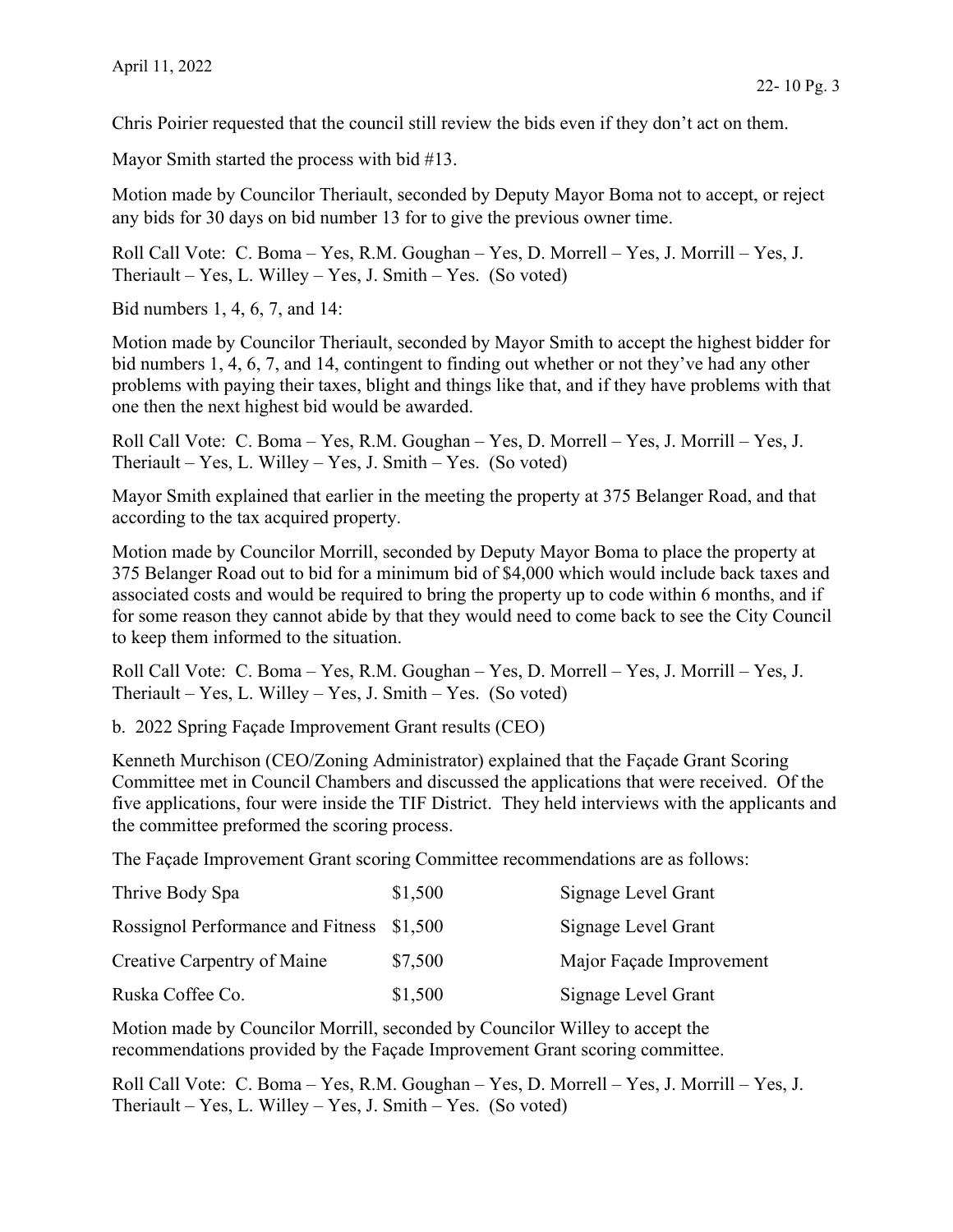Chris Poirier requested that the council still review the bids even if they don't act on them.

Mayor Smith started the process with bid #13.

Motion made by Councilor Theriault, seconded by Deputy Mayor Boma not to accept, or reject any bids for 30 days on bid number 13 for to give the previous owner time.

Roll Call Vote: C. Boma – Yes, R.M. Goughan – Yes, D. Morrell – Yes, J. Morrill – Yes, J. Theriault – Yes, L. Willey – Yes, J. Smith – Yes. (So voted)

Bid numbers 1, 4, 6, 7, and 14:

Motion made by Councilor Theriault, seconded by Mayor Smith to accept the highest bidder for bid numbers 1, 4, 6, 7, and 14, contingent to finding out whether or not they've had any other problems with paying their taxes, blight and things like that, and if they have problems with that one then the next highest bid would be awarded.

Roll Call Vote: C. Boma – Yes, R.M. Goughan – Yes, D. Morrell – Yes, J. Morrill – Yes, J. Theriault – Yes, L. Willey – Yes, J. Smith – Yes. (So voted)

Mayor Smith explained that earlier in the meeting the property at 375 Belanger Road, and that according to the tax acquired property.

Motion made by Councilor Morrill, seconded by Deputy Mayor Boma to place the property at 375 Belanger Road out to bid for a minimum bid of $4,000 which would include back taxes and associated costs and would be required to bring the property up to code within 6 months, and if for some reason they cannot abide by that they would need to come back to see the City Council to keep them informed to the situation.

Roll Call Vote: C. Boma – Yes, R.M. Goughan – Yes, D. Morrell – Yes, J. Morrill – Yes, J. Theriault – Yes, L. Willey – Yes, J. Smith – Yes. (So voted)

b. 2022 Spring Façade Improvement Grant results (CEO)

Kenneth Murchison (CEO/Zoning Administrator) explained that the Façade Grant Scoring Committee met in Council Chambers and discussed the applications that were received. Of the five applications, four were inside the TIF District. They held interviews with the applicants and the committee preformed the scoring process.

The Façade Improvement Grant scoring Committee recommendations are as follows:

| | | |
|---|---|---|
| Thrive Body Spa | $1,500 | Signage Level Grant |
| Rossignol Performance and Fitness | $1,500 | Signage Level Grant |
| Creative Carpentry of Maine | $7,500 | Major Façade Improvement |
| Ruska Coffee Co. | $1,500 | Signage Level Grant |

Motion made by Councilor Morrill, seconded by Councilor Willey to accept the recommendations provided by the Façade Improvement Grant scoring committee.

Roll Call Vote: C. Boma – Yes, R.M. Goughan – Yes, D. Morrell – Yes, J. Morrill – Yes, J. Theriault – Yes, L. Willey – Yes, J. Smith – Yes. (So voted)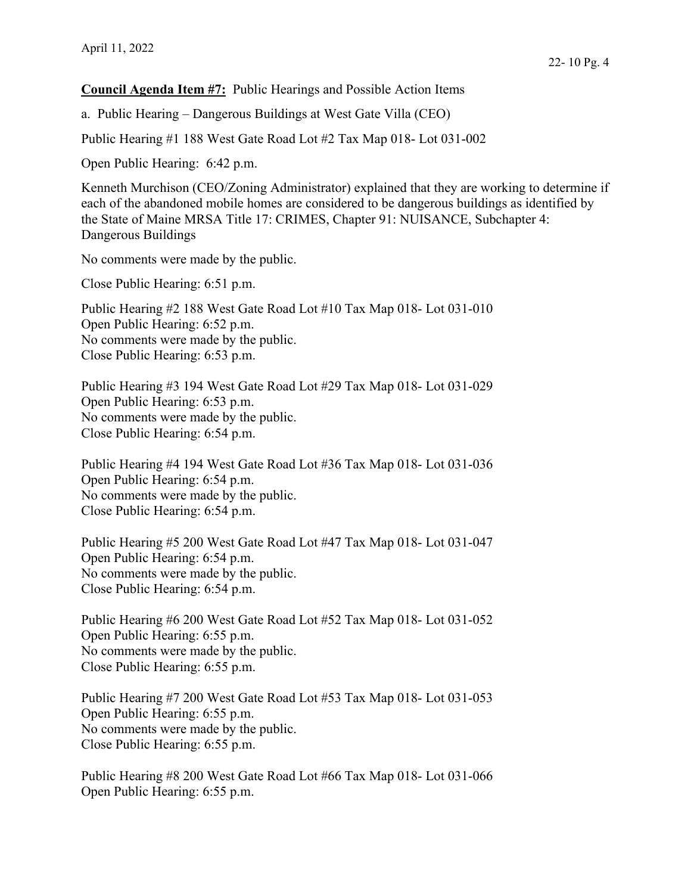**Council Agenda Item #7:** Public Hearings and Possible Action Items

a. Public Hearing – Dangerous Buildings at West Gate Villa (CEO)

Public Hearing #1 188 West Gate Road Lot #2 Tax Map 018- Lot 031-002

Open Public Hearing: 6:42 p.m.

Kenneth Murchison (CEO/Zoning Administrator) explained that they are working to determine if each of the abandoned mobile homes are considered to be dangerous buildings as identified by the State of Maine MRSA Title 17: CRIMES, Chapter 91: NUISANCE, Subchapter 4: Dangerous Buildings

No comments were made by the public.

Close Public Hearing: 6:51 p.m.

Public Hearing #2 188 West Gate Road Lot #10 Tax Map 018- Lot 031-010
Open Public Hearing: 6:52 p.m.
No comments were made by the public.
Close Public Hearing: 6:53 p.m.

Public Hearing #3 194 West Gate Road Lot #29 Tax Map 018- Lot 031-029
Open Public Hearing: 6:53 p.m.
No comments were made by the public.
Close Public Hearing: 6:54 p.m.

Public Hearing #4 194 West Gate Road Lot #36 Tax Map 018- Lot 031-036
Open Public Hearing: 6:54 p.m.
No comments were made by the public.
Close Public Hearing: 6:54 p.m.

Public Hearing #5 200 West Gate Road Lot #47 Tax Map 018- Lot 031-047
Open Public Hearing: 6:54 p.m.
No comments were made by the public.
Close Public Hearing: 6:54 p.m.

Public Hearing #6 200 West Gate Road Lot #52 Tax Map 018- Lot 031-052
Open Public Hearing: 6:55 p.m.
No comments were made by the public.
Close Public Hearing: 6:55 p.m.

Public Hearing #7 200 West Gate Road Lot #53 Tax Map 018- Lot 031-053
Open Public Hearing: 6:55 p.m.
No comments were made by the public.
Close Public Hearing: 6:55 p.m.

Public Hearing #8 200 West Gate Road Lot #66 Tax Map 018- Lot 031-066
Open Public Hearing: 6:55 p.m.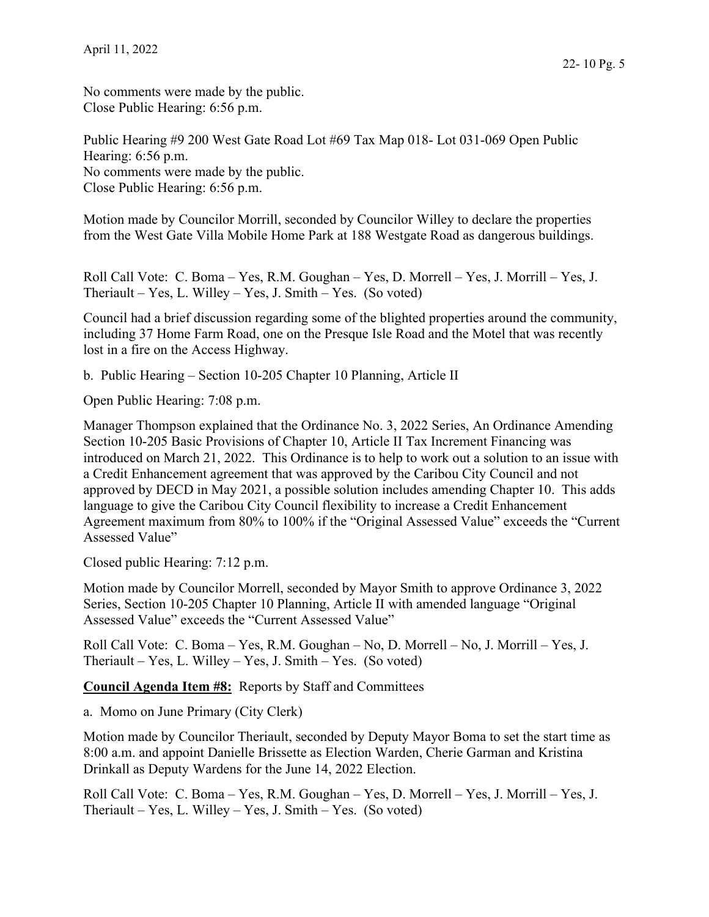No comments were made by the public.
Close Public Hearing: 6:56 p.m.

Public Hearing #9 200 West Gate Road Lot #69 Tax Map 018- Lot 031-069 Open Public Hearing: 6:56 p.m.
No comments were made by the public.
Close Public Hearing: 6:56 p.m.

Motion made by Councilor Morrill, seconded by Councilor Willey to declare the properties from the West Gate Villa Mobile Home Park at 188 Westgate Road as dangerous buildings.

Roll Call Vote: C. Boma – Yes, R.M. Goughan – Yes, D. Morrell – Yes, J. Morrill – Yes, J. Theriault – Yes, L. Willey – Yes, J. Smith – Yes. (So voted)

Council had a brief discussion regarding some of the blighted properties around the community, including 37 Home Farm Road, one on the Presque Isle Road and the Motel that was recently lost in a fire on the Access Highway.

b. Public Hearing – Section 10-205 Chapter 10 Planning, Article II

Open Public Hearing: 7:08 p.m.

Manager Thompson explained that the Ordinance No. 3, 2022 Series, An Ordinance Amending Section 10-205 Basic Provisions of Chapter 10, Article II Tax Increment Financing was introduced on March 21, 2022. This Ordinance is to help to work out a solution to an issue with a Credit Enhancement agreement that was approved by the Caribou City Council and not approved by DECD in May 2021, a possible solution includes amending Chapter 10. This adds language to give the Caribou City Council flexibility to increase a Credit Enhancement Agreement maximum from 80% to 100% if the "Original Assessed Value" exceeds the "Current Assessed Value"

Closed public Hearing: 7:12 p.m.

Motion made by Councilor Morrell, seconded by Mayor Smith to approve Ordinance 3, 2022 Series, Section 10-205 Chapter 10 Planning, Article II with amended language "Original Assessed Value" exceeds the "Current Assessed Value"

Roll Call Vote: C. Boma – Yes, R.M. Goughan – No, D. Morrell – No, J. Morrill – Yes, J. Theriault – Yes, L. Willey – Yes, J. Smith – Yes. (So voted)

**Council Agenda Item #8:** Reports by Staff and Committees

a. Momo on June Primary (City Clerk)

Motion made by Councilor Theriault, seconded by Deputy Mayor Boma to set the start time as 8:00 a.m. and appoint Danielle Brissette as Election Warden, Cherie Garman and Kristina Drinkall as Deputy Wardens for the June 14, 2022 Election.

Roll Call Vote: C. Boma – Yes, R.M. Goughan – Yes, D. Morrell – Yes, J. Morrill – Yes, J. Theriault – Yes, L. Willey – Yes, J. Smith – Yes. (So voted)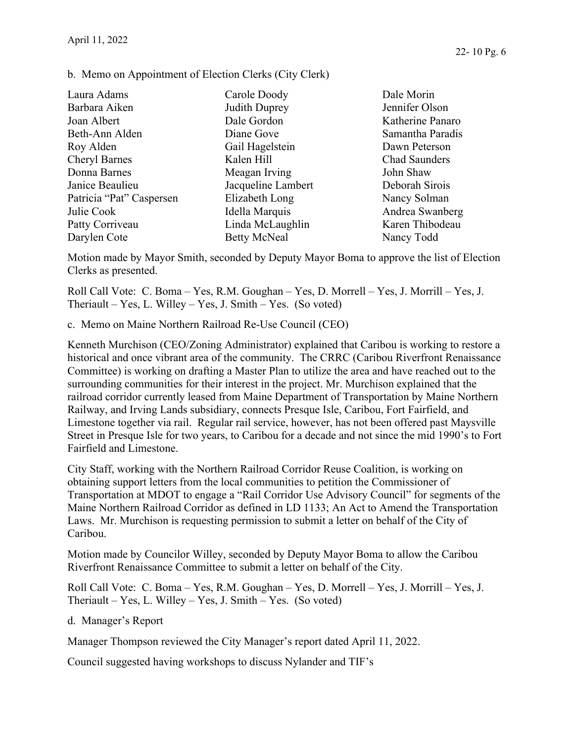b. Memo on Appointment of Election Clerks (City Clerk)

| | | |
|---|---|---|
| Laura Adams | Carole Doody | Dale Morin |
| Barbara Aiken | Judith Duprey | Jennifer Olson |
| Joan Albert | Dale Gordon | Katherine Panaro |
| Beth-Ann Alden | Diane Gove | Samantha Paradis |
| Roy Alden | Gail Hagelstein | Dawn Peterson |
| Cheryl Barnes | Kalen Hill | Chad Saunders |
| Donna Barnes | Meagan Irving | John Shaw |
| Janice Beaulieu | Jacqueline Lambert | Deborah Sirois |
| Patricia "Pat" Caspersen | Elizabeth Long | Nancy Solman |
| Julie Cook | Idella Marquis | Andrea Swanberg |
| Patty Corriveau | Linda McLaughlin | Karen Thibodeau |
| Darylen Cote | Betty McNeal | Nancy Todd |

Motion made by Mayor Smith, seconded by Deputy Mayor Boma to approve the list of Election Clerks as presented.

Roll Call Vote: C. Boma – Yes, R.M. Goughan – Yes, D. Morrell – Yes, J. Morrill – Yes, J. Theriault – Yes, L. Willey – Yes, J. Smith – Yes. (So voted)

c. Memo on Maine Northern Railroad Re-Use Council (CEO)

Kenneth Murchison (CEO/Zoning Administrator) explained that Caribou is working to restore a historical and once vibrant area of the community. The CRRC (Caribou Riverfront Renaissance Committee) is working on drafting a Master Plan to utilize the area and have reached out to the surrounding communities for their interest in the project. Mr. Murchison explained that the railroad corridor currently leased from Maine Department of Transportation by Maine Northern Railway, and Irving Lands subsidiary, connects Presque Isle, Caribou, Fort Fairfield, and Limestone together via rail. Regular rail service, however, has not been offered past Maysville Street in Presque Isle for two years, to Caribou for a decade and not since the mid 1990's to Fort Fairfield and Limestone.

City Staff, working with the Northern Railroad Corridor Reuse Coalition, is working on obtaining support letters from the local communities to petition the Commissioner of Transportation at MDOT to engage a "Rail Corridor Use Advisory Council" for segments of the Maine Northern Railroad Corridor as defined in LD 1133; An Act to Amend the Transportation Laws. Mr. Murchison is requesting permission to submit a letter on behalf of the City of Caribou.

Motion made by Councilor Willey, seconded by Deputy Mayor Boma to allow the Caribou Riverfront Renaissance Committee to submit a letter on behalf of the City.

Roll Call Vote: C. Boma – Yes, R.M. Goughan – Yes, D. Morrell – Yes, J. Morrill – Yes, J. Theriault – Yes, L. Willey – Yes, J. Smith – Yes. (So voted)

d. Manager's Report

Manager Thompson reviewed the City Manager's report dated April 11, 2022.

Council suggested having workshops to discuss Nylander and TIF's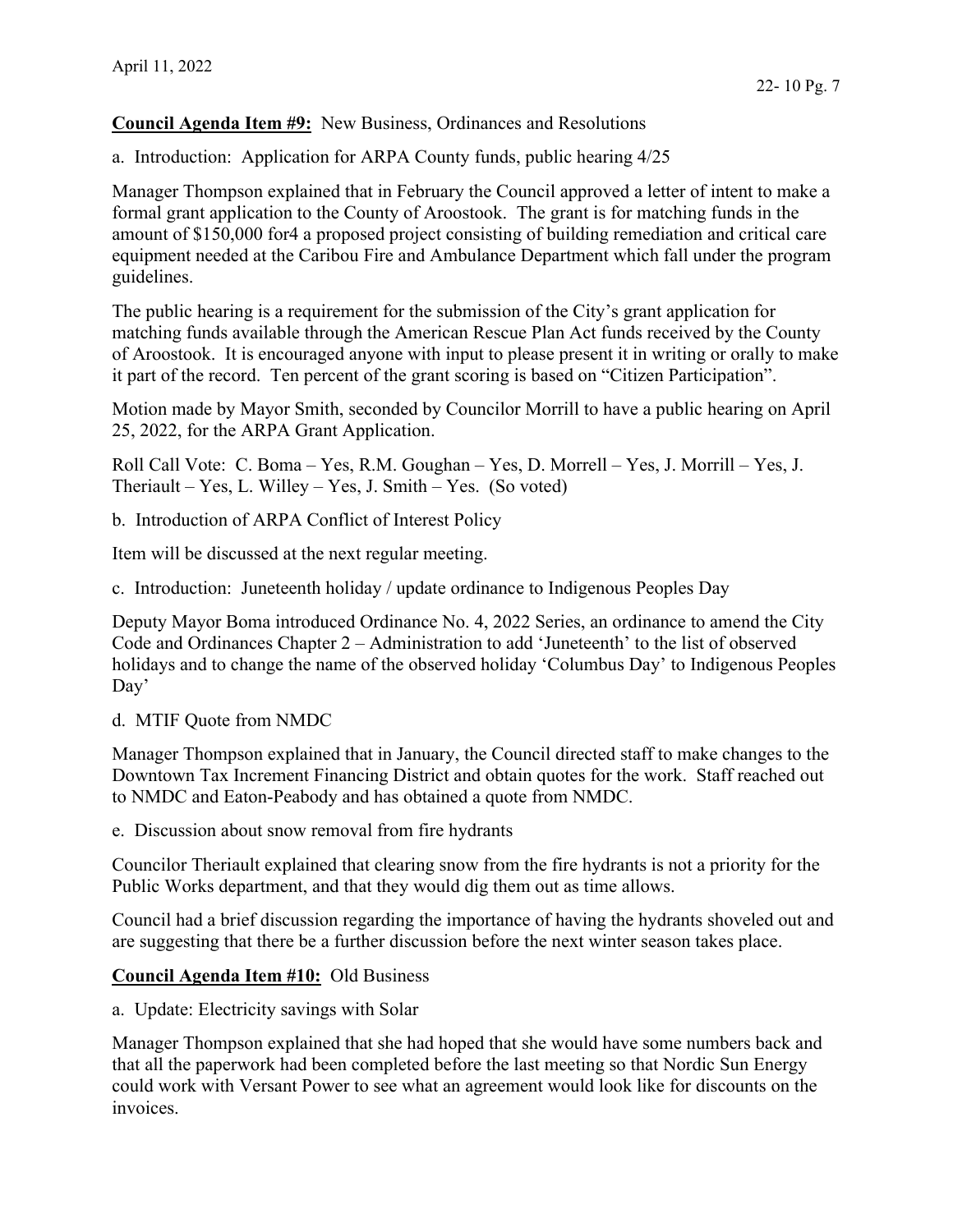**Council Agenda Item #9:** New Business, Ordinances and Resolutions

a. Introduction: Application for ARPA County funds, public hearing 4/25

Manager Thompson explained that in February the Council approved a letter of intent to make a formal grant application to the County of Aroostook. The grant is for matching funds in the amount of $150,000 for4 a proposed project consisting of building remediation and critical care equipment needed at the Caribou Fire and Ambulance Department which fall under the program guidelines.

The public hearing is a requirement for the submission of the City's grant application for matching funds available through the American Rescue Plan Act funds received by the County of Aroostook. It is encouraged anyone with input to please present it in writing or orally to make it part of the record. Ten percent of the grant scoring is based on "Citizen Participation".

Motion made by Mayor Smith, seconded by Councilor Morrill to have a public hearing on April 25, 2022, for the ARPA Grant Application.

Roll Call Vote: C. Boma – Yes, R.M. Goughan – Yes, D. Morrell – Yes, J. Morrill – Yes, J. Theriault – Yes, L. Willey – Yes, J. Smith – Yes. (So voted)

b. Introduction of ARPA Conflict of Interest Policy

Item will be discussed at the next regular meeting.

c. Introduction: Juneteenth holiday / update ordinance to Indigenous Peoples Day

Deputy Mayor Boma introduced Ordinance No. 4, 2022 Series, an ordinance to amend the City Code and Ordinances Chapter 2 – Administration to add 'Juneteenth' to the list of observed holidays and to change the name of the observed holiday 'Columbus Day' to Indigenous Peoples Day'

d. MTIF Quote from NMDC

Manager Thompson explained that in January, the Council directed staff to make changes to the Downtown Tax Increment Financing District and obtain quotes for the work. Staff reached out to NMDC and Eaton-Peabody and has obtained a quote from NMDC.

e. Discussion about snow removal from fire hydrants

Councilor Theriault explained that clearing snow from the fire hydrants is not a priority for the Public Works department, and that they would dig them out as time allows.

Council had a brief discussion regarding the importance of having the hydrants shoveled out and are suggesting that there be a further discussion before the next winter season takes place.

**Council Agenda Item #10:** Old Business

a. Update: Electricity savings with Solar

Manager Thompson explained that she had hoped that she would have some numbers back and that all the paperwork had been completed before the last meeting so that Nordic Sun Energy could work with Versant Power to see what an agreement would look like for discounts on the invoices.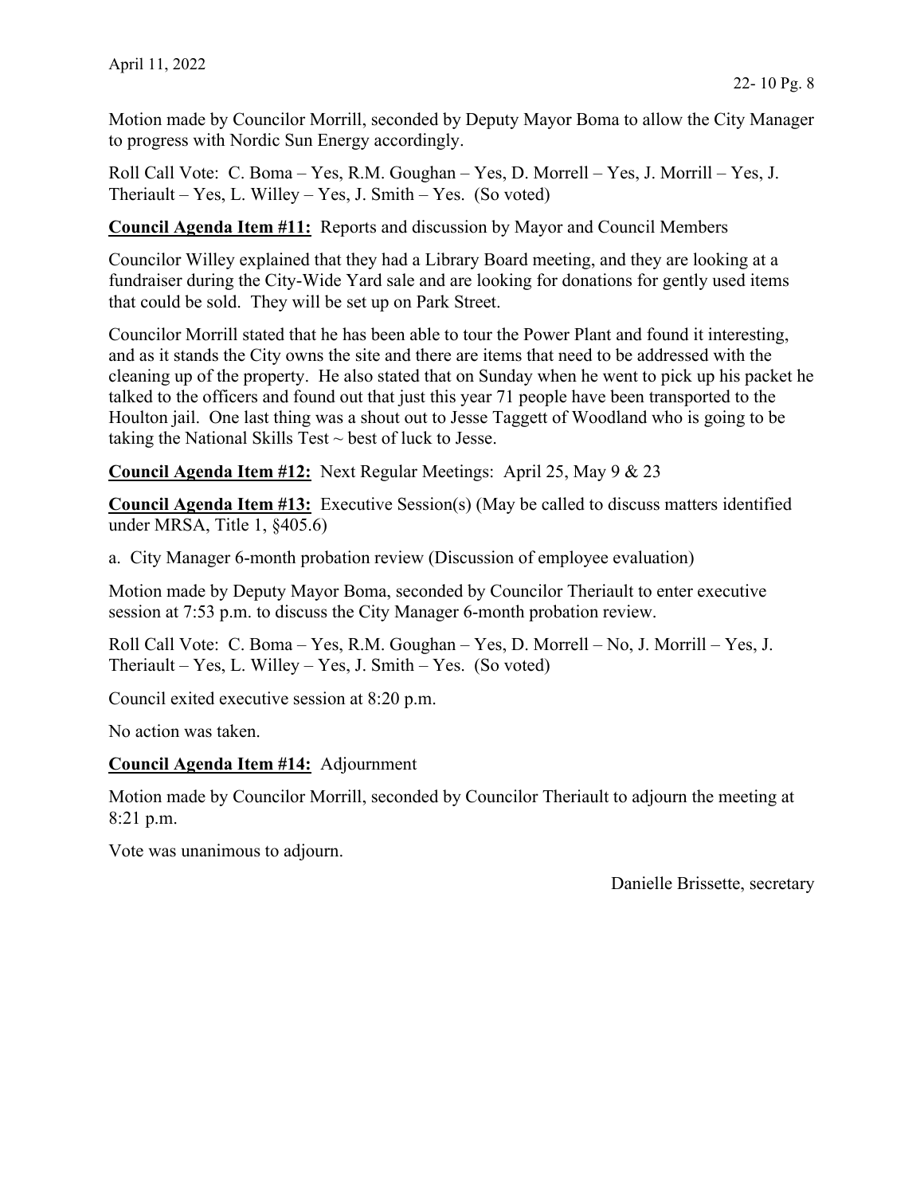Motion made by Councilor Morrill, seconded by Deputy Mayor Boma to allow the City Manager to progress with Nordic Sun Energy accordingly.

Roll Call Vote: C. Boma – Yes, R.M. Goughan – Yes, D. Morrell – Yes, J. Morrill – Yes, J. Theriault – Yes, L. Willey – Yes, J. Smith – Yes. (So voted)

**Council Agenda Item #11:** Reports and discussion by Mayor and Council Members

Councilor Willey explained that they had a Library Board meeting, and they are looking at a fundraiser during the City-Wide Yard sale and are looking for donations for gently used items that could be sold. They will be set up on Park Street.

Councilor Morrill stated that he has been able to tour the Power Plant and found it interesting, and as it stands the City owns the site and there are items that need to be addressed with the cleaning up of the property. He also stated that on Sunday when he went to pick up his packet he talked to the officers and found out that just this year 71 people have been transported to the Houlton jail. One last thing was a shout out to Jesse Taggett of Woodland who is going to be taking the National Skills Test ~ best of luck to Jesse.

**Council Agenda Item #12:** Next Regular Meetings: April 25, May 9 & 23

**Council Agenda Item #13:** Executive Session(s) (May be called to discuss matters identified under MRSA, Title 1, §405.6)

a. City Manager 6-month probation review (Discussion of employee evaluation)

Motion made by Deputy Mayor Boma, seconded by Councilor Theriault to enter executive session at 7:53 p.m. to discuss the City Manager 6-month probation review.

Roll Call Vote: C. Boma – Yes, R.M. Goughan – Yes, D. Morrell – No, J. Morrill – Yes, J. Theriault – Yes, L. Willey – Yes, J. Smith – Yes. (So voted)

Council exited executive session at 8:20 p.m.

No action was taken.

**Council Agenda Item #14:** Adjournment

Motion made by Councilor Morrill, seconded by Councilor Theriault to adjourn the meeting at 8:21 p.m.

Vote was unanimous to adjourn.

Danielle Brissette, secretary